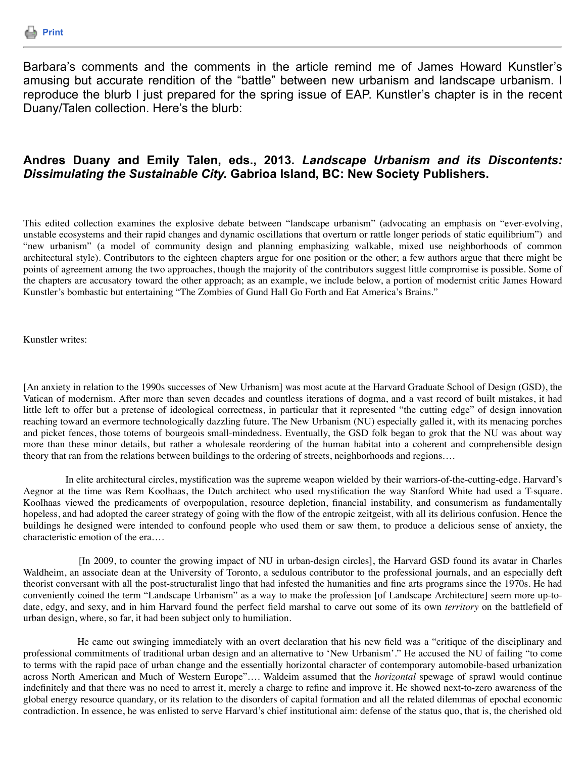Print

Barbara's comments and the comments in the article remind me of James Howard Kunstler's amusing but accurate rendition of the "battle" between new urbanism and landscape urbanism. I reproduce the blurb I just prepared for the spring issue of EAP. Kunstler's chapter is in the recent Duany/Talen collection. Here's the blurb:

### Andres Duany and Emily Talen, eds., 2013. *Landscape Urbanism and its Discontents: Dissimulating the Sustainable City.* Gabrioa Island, BC: New Society Publishers.

This edited collection examines the explosive debate between "landscape urbanism" (advocating an emphasis on "ever-evolving, unstable ecosystems and their rapid changes and dynamic oscillations that overturn or rattle longer periods of static equilibrium") and "new urbanism" (a model of community design and planning emphasizing walkable, mixed use neighborhoods of common architectural style). Contributors to the eighteen chapters argue for one position or the other; a few authors argue that there might be points of agreement among the two approaches, though the majority of the contributors suggest little compromise is possible. Some of the chapters are accusatory toward the other approach; as an example, we include below, a portion of modernist critic James Howard Kunstler's bombastic but entertaining "The Zombies of Gund Hall Go Forth and Eat America's Brains."

Kunstler writes:

[An anxiety in relation to the 1990s successes of New Urbanism] was most acute at the Harvard Graduate School of Design (GSD), the Vatican of modernism. After more than seven decades and countless iterations of dogma, and a vast record of built mistakes, it had little left to offer but a pretense of ideological correctness, in particular that it represented "the cutting edge" of design innovation reaching toward an evermore technologically dazzling future. The New Urbanism (NU) especially galled it, with its menacing porches and picket fences, those totems of bourgeois small-mindedness. Eventually, the GSD folk began to grok that the NU was about way more than these minor details, but rather a wholesale reordering of the human habitat into a coherent and comprehensible design theory that ran from the relations between buildings to the ordering of streets, neighborhoods and regions….

In elite architectural circles, mystification was the supreme weapon wielded by their warriors-of-the-cutting-edge. Harvard's Aegnor at the time was Rem Koolhaas, the Dutch architect who used mystification the way Stanford White had used a T-square. Koolhaas viewed the predicaments of overpopulation, resource depletion, financial instability, and consumerism as fundamentally hopeless, and had adopted the career strategy of going with the flow of the entropic zeitgeist, with all its delirious confusion. Hence the buildings he designed were intended to confound people who used them or saw them, to produce a delicious sense of anxiety, the characteristic emotion of the era….

[In 2009, to counter the growing impact of NU in urban-design circles], the Harvard GSD found its avatar in Charles Waldheim, an associate dean at the University of Toronto, a sedulous contributor to the professional journals, and an especially deft theorist conversant with all the post-structuralist lingo that had infested the humanities and fine arts programs since the 1970s. He had conveniently coined the term "Landscape Urbanism" as a way to make the profession [of Landscape Architecture] seem more up-to-date, edgy, and sexy, and in him Harvard found the perfect field marshal to carve out some of its own *territory* on the battlefield of urban design, where, so far, it had been subject only to humiliation.

He came out swinging immediately with an overt declaration that his new field was a "critique of the disciplinary and professional commitments of traditional urban design and an alternative to 'New Urbanism'." He accused the NU of failing "to come to terms with the rapid pace of urban change and the essentially horizontal character of contemporary automobile-based urbanization across North American and Much of Western Europe"…. Waldeim assumed that the *horizontal* spewage of sprawl would continue indefinitely and that there was no need to arrest it, merely a charge to refine and improve it. He showed next-to-zero awareness of the global energy resource quandary, or its relation to the disorders of capital formation and all the related dilemmas of epochal economic contradiction. In essence, he was enlisted to serve Harvard's chief institutional aim: defense of the status quo, that is, the cherished old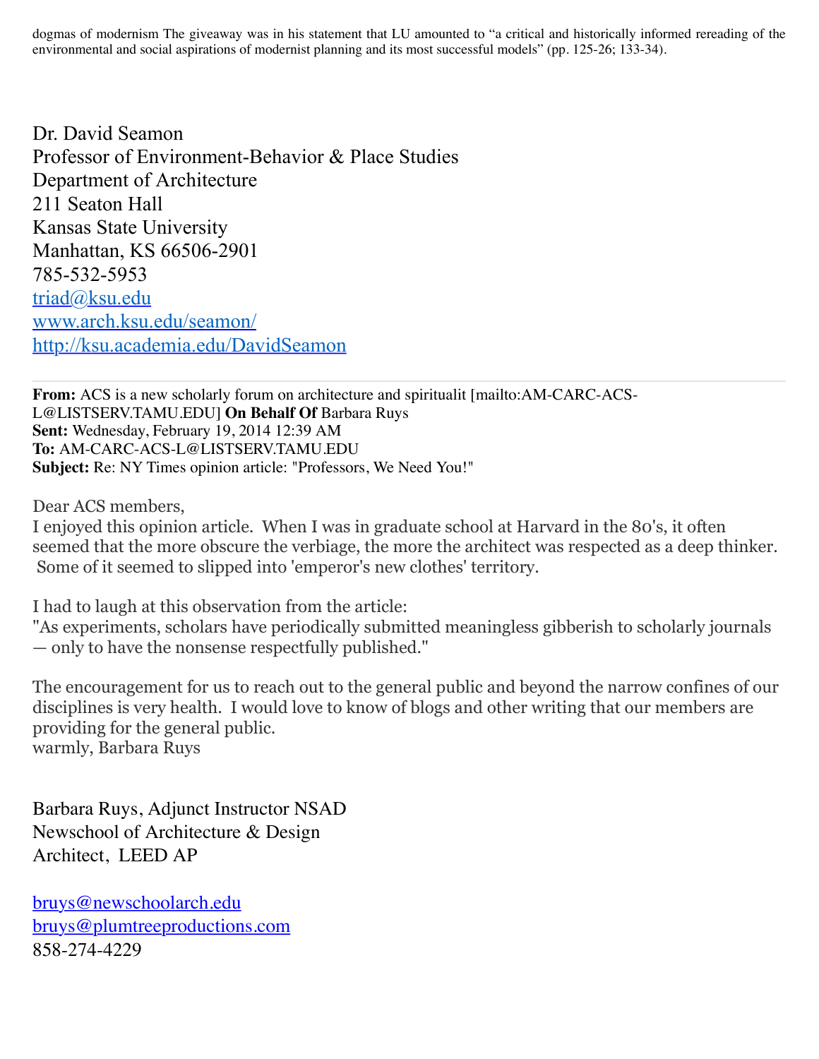dogmas of modernism The giveaway was in his statement that LU amounted to "a critical and historically informed rereading of the environmental and social aspirations of modernist planning and its most successful models" (pp. 125-26; 133-34).

Dr. David Seamon
Professor of Environment-Behavior & Place Studies
Department of Architecture
211 Seaton Hall
Kansas State University
Manhattan, KS 66506-2901
785-532-5953
triad@ksu.edu
www.arch.ksu.edu/seamon/
http://ksu.academia.edu/DavidSeamon

---

**From:** ACS is a new scholarly forum on architecture and spiritualit [mailto:AM-CARC-ACS-L@LISTSERV.TAMU.EDU] **On Behalf Of** Barbara Ruys
**Sent:** Wednesday, February 19, 2014 12:39 AM
**To:** AM-CARC-ACS-L@LISTSERV.TAMU.EDU
**Subject:** Re: NY Times opinion article: "Professors, We Need You!"

Dear ACS members,
I enjoyed this opinion article. When I was in graduate school at Harvard in the 80's, it often seemed that the more obscure the verbiage, the more the architect was respected as a deep thinker. Some of it seemed to slipped into 'emperor's new clothes' territory.

I had to laugh at this observation from the article:
"As experiments, scholars have periodically submitted meaningless gibberish to scholarly journals — only to have the nonsense respectfully published."

The encouragement for us to reach out to the general public and beyond the narrow confines of our disciplines is very health. I would love to know of blogs and other writing that our members are providing for the general public.
warmly, Barbara Ruys

Barbara Ruys, Adjunct Instructor NSAD
Newschool of Architecture & Design
Architect, LEED AP

bruys@newschoolarch.edu
bruys@plumtreeproductions.com
858-274-4229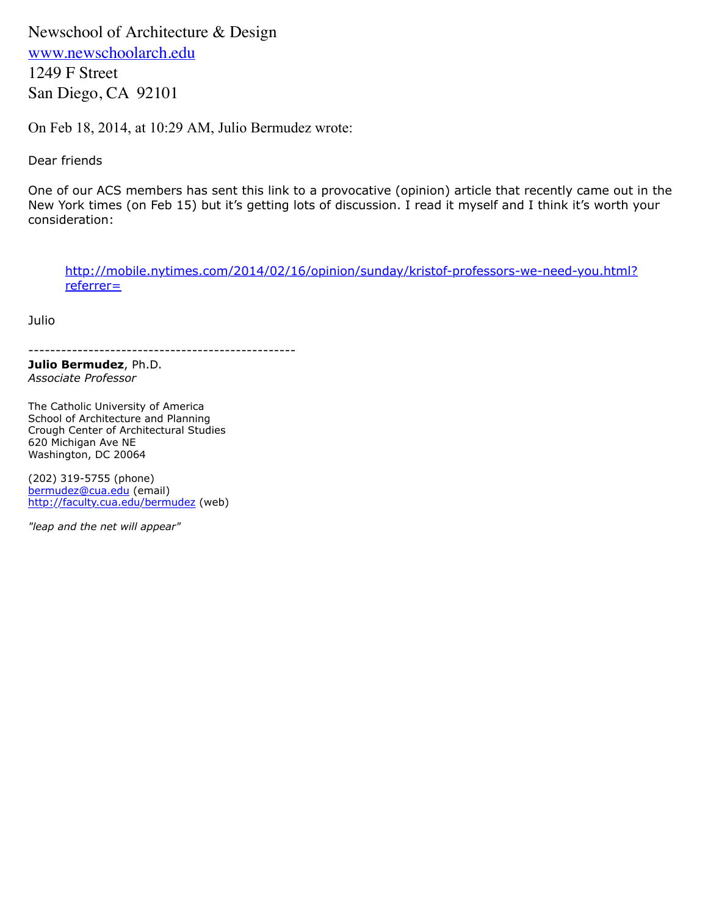Newschool of Architecture & Design
[www.newschoolarch.edu](http://www.newschoolarch.edu)
1249 F Street
San Diego, CA 92101

On Feb 18, 2014, at 10:29 AM, Julio Bermudez wrote:

Dear friends

One of our ACS members has sent this link to a provocative (opinion) article that recently came out in the New York times (on Feb 15) but it's getting lots of discussion. I read it myself and I think it's worth your consideration:

> http://mobile.nytimes.com/2014/02/16/opinion/sunday/kristof-professors-we-need-you.html?referrer=

Julio

-------------------------------------------------
**Julio Bermudez**, Ph.D.
*Associate Professor*

The Catholic University of America
School of Architecture and Planning
Crough Center of Architectural Studies
620 Michigan Ave NE
Washington, DC 20064

(202) 319-5755 (phone)
bermudez@cua.edu (email)
http://faculty.cua.edu/bermudez (web)

*"leap and the net will appear"*